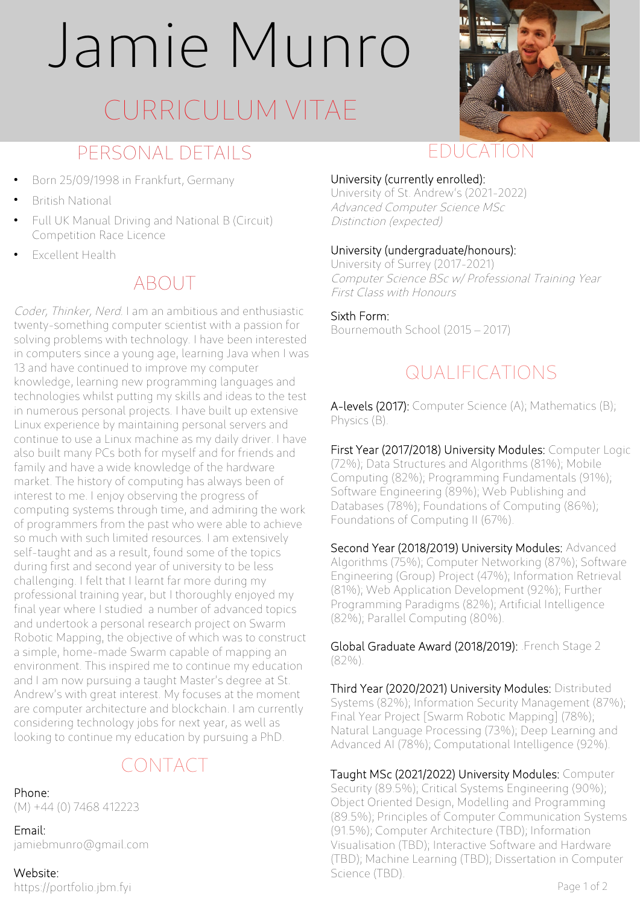# Jamie Munro

## CURRICULUM VITAE

## PERSONAL DETAILS

- Born 25/09/1998 in Frankfurt, Germany
- British National
- Full UK Manual Driving and National B (Circuit) Competition Race Licence
- Excellent Health

## ABOUT

*Coder, Thinker, Nerd.* I am an ambitious and enthusiastic twenty-something computer scientist with a passion for solving problems with technology. I have been interested in computers since a young age, learning Java when I was 13 and have continued to improve my computer knowledge, learning new programming languages and technologies whilst putting my skills and ideas to the test in numerous personal projects. I have built up extensive Linux experience by maintaining personal servers and continue to use a Linux machine as my daily driver. I have also built many PCs both for myself and for friends and family and have a wide knowledge of the hardware market. The history of computing has always been of interest to me. I enjoy observing the progress of computing systems through time, and admiring the work of programmers from the past who were able to achieve so much with such limited resources. I am extensively self-taught and as a result, found some of the topics during first and second year of university to be less challenging. I felt that I learnt far more during my professional training year, but I thoroughly enjoyed my final year where I studied a number of advanced topics and undertook a personal research project on Swarm Robotic Mapping, the objective of which was to construct a simple, home-made Swarm capable of mapping an environment. This inspired me to continue my education and I am now pursuing a taught Master's degree at St. Andrew's with great interest. My focuses at the moment are computer architecture and blockchain. I am currently considering technology jobs for next year, as well as looking to continue my education by pursuing a PhD.

## CONTACT

Phone:
(M) +44 (0) 7468 412223

Email:
jamiebmunro@gmail.com

Website:
https://portfolio.jbm.fyi

## EDUCATION

University (currently enrolled):
University of St. Andrew's (2021-2022)
*Advanced Computer Science MSc*
*Distinction (expected)*

University (undergraduate/honours):
University of Surrey (2017-2021)
*Computer Science BSc w/ Professional Training Year*
*First Class with Honours*

Sixth Form:
Bournemouth School (2015 – 2017)

## QUALIFICATIONS

A-levels (2017): Computer Science (A); Mathematics (B); Physics (B).

First Year (2017/2018) University Modules: Computer Logic (72%); Data Structures and Algorithms (81%); Mobile Computing (82%); Programming Fundamentals (91%); Software Engineering (89%); Web Publishing and Databases (78%); Foundations of Computing (86%); Foundations of Computing II (67%).

Second Year (2018/2019) University Modules: Advanced Algorithms (75%); Computer Networking (87%); Software Engineering (Group) Project (47%); Information Retrieval (81%); Web Application Development (92%); Further Programming Paradigms (82%); Artificial Intelligence (82%); Parallel Computing (80%).

Global Graduate Award (2018/2019): French Stage 2 (82%).

Third Year (2020/2021) University Modules: Distributed Systems (82%); Information Security Management (87%); Final Year Project [Swarm Robotic Mapping] (78%); Natural Language Processing (73%); Deep Learning and Advanced AI (78%); Computational Intelligence (92%).

Taught MSc (2021/2022) University Modules: Computer Security (89.5%); Critical Systems Engineering (90%); Object Oriented Design, Modelling and Programming (89.5%); Principles of Computer Communication Systems (91.5%); Computer Architecture (TBD); Information Visualisation (TBD); Interactive Software and Hardware (TBD); Machine Learning (TBD); Dissertation in Computer Science (TBD).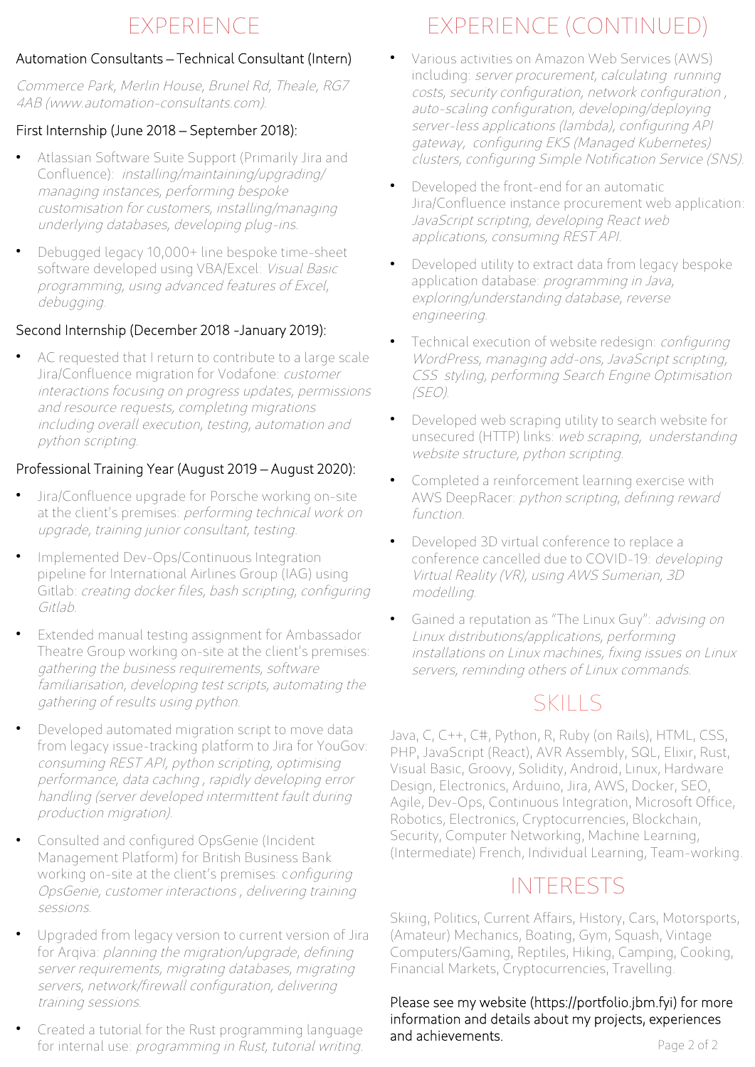# EXPERIENCE

Automation Consultants – Technical Consultant (Intern)

*Commerce Park, Merlin House, Brunel Rd, Theale, RG7 4AB (www.automation-consultants.com).*

First Internship (June 2018 – September 2018):

- Atlassian Software Suite Support (Primarily Jira and Confluence): *installing/maintaining/upgrading/ managing instances, performing bespoke customisation for customers, installing/managing underlying databases, developing plug-ins.*
- Debugged legacy 10,000+ line bespoke time-sheet software developed using VBA/Excel: *Visual Basic programming, using advanced features of Excel, debugging.*

Second Internship (December 2018 -January 2019):

- AC requested that I return to contribute to a large scale Jira/Confluence migration for Vodafone: *customer interactions focusing on progress updates, permissions and resource requests, completing migrations including overall execution, testing, automation and python scripting.*

Professional Training Year (August 2019 – August 2020):

- Jira/Confluence upgrade for Porsche working on-site at the client's premises: *performing technical work on upgrade, training junior consultant, testing.*
- Implemented Dev-Ops/Continuous Integration pipeline for International Airlines Group (IAG) using Gitlab: *creating docker files, bash scripting, configuring Gitlab.*
- Extended manual testing assignment for Ambassador Theatre Group working on-site at the client's premises: *gathering the business requirements, software familiarisation, developing test scripts, automating the gathering of results using python.*
- Developed automated migration script to move data from legacy issue-tracking platform to Jira for YouGov: *consuming REST API, python scripting, optimising performance, data caching , rapidly developing error handling (server developed intermittent fault during production migration).*
- Consulted and configured OpsGenie (Incident Management Platform) for British Business Bank working on-site at the client's premises: *configuring OpsGenie, customer interactions , delivering training sessions.*
- Upgraded from legacy version to current version of Jira for Arqiva: *planning the migration/upgrade, defining server requirements, migrating databases, migrating servers, network/firewall configuration, delivering training sessions.*
- Created a tutorial for the Rust programming language for internal use: *programming in Rust, tutorial writing.*

# EXPERIENCE (CONTINUED)

- Various activities on Amazon Web Services (AWS) including: *server procurement, calculating running costs, security configuration, network configuration , auto-scaling configuration, developing/deploying server-less applications (lambda), configuring API gateway, configuring EKS (Managed Kubernetes) clusters, configuring Simple Notification Service (SNS).*
- Developed the front-end for an automatic Jira/Confluence instance procurement web application: *JavaScript scripting, developing React web applications, consuming REST API.*
- Developed utility to extract data from legacy bespoke application database: *programming in Java, exploring/understanding database, reverse engineering.*
- Technical execution of website redesign: *configuring WordPress, managing add-ons, JavaScript scripting, CSS styling, performing Search Engine Optimisation (SEO).*
- Developed web scraping utility to search website for unsecured (HTTP) links: *web scraping, understanding website structure, python scripting.*
- Completed a reinforcement learning exercise with AWS DeepRacer: *python scripting, defining reward function.*
- Developed 3D virtual conference to replace a conference cancelled due to COVID-19: *developing Virtual Reality (VR), using AWS Sumerian, 3D modelling.*
- Gained a reputation as "The Linux Guy": *advising on Linux distributions/applications, performing installations on Linux machines, fixing issues on Linux servers, reminding others of Linux commands.*

# SKILLS

Java, C, C++, C#, Python, R, Ruby (on Rails), HTML, CSS, PHP, JavaScript (React), AVR Assembly, SQL, Elixir, Rust, Visual Basic, Groovy, Solidity, Android, Linux, Hardware Design, Electronics, Arduino, Jira, AWS, Docker, SEO, Agile, Dev-Ops, Continuous Integration, Microsoft Office, Robotics, Electronics, Cryptocurrencies, Blockchain, Security, Computer Networking, Machine Learning, (Intermediate) French, Individual Learning, Team-working.

# INTERESTS

Skiing, Politics, Current Affairs, History, Cars, Motorsports, (Amateur) Mechanics, Boating, Gym, Squash, Vintage Computers/Gaming, Reptiles, Hiking, Camping, Cooking, Financial Markets, Cryptocurrencies, Travelling.

Please see my website (https://portfolio.jbm.fyi) for more information and details about my projects, experiences and achievements.